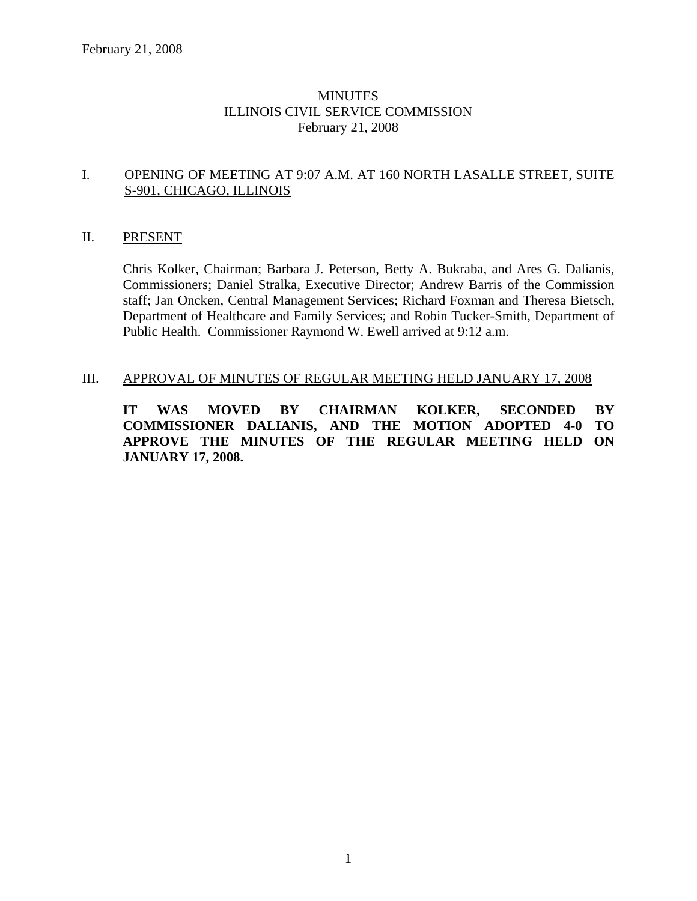# MINUTES
# ILLINOIS CIVIL SERVICE COMMISSION
# February 21, 2008

## I. OPENING OF MEETING AT 9:07 A.M. AT 160 NORTH LASALLE STREET, SUITE S-901, CHICAGO, ILLINOIS

## II. PRESENT

Chris Kolker, Chairman; Barbara J. Peterson, Betty A. Bukraba, and Ares G. Dalianis, Commissioners; Daniel Stralka, Executive Director; Andrew Barris of the Commission staff; Jan Oncken, Central Management Services; Richard Foxman and Theresa Bietsch, Department of Healthcare and Family Services; and Robin Tucker-Smith, Department of Public Health. Commissioner Raymond W. Ewell arrived at 9:12 a.m.

## III. APPROVAL OF MINUTES OF REGULAR MEETING HELD JANUARY 17, 2008

**IT WAS MOVED BY CHAIRMAN KOLKER, SECONDED BY COMMISSIONER DALIANIS, AND THE MOTION ADOPTED 4-0 TO APPROVE THE MINUTES OF THE REGULAR MEETING HELD ON JANUARY 17, 2008.**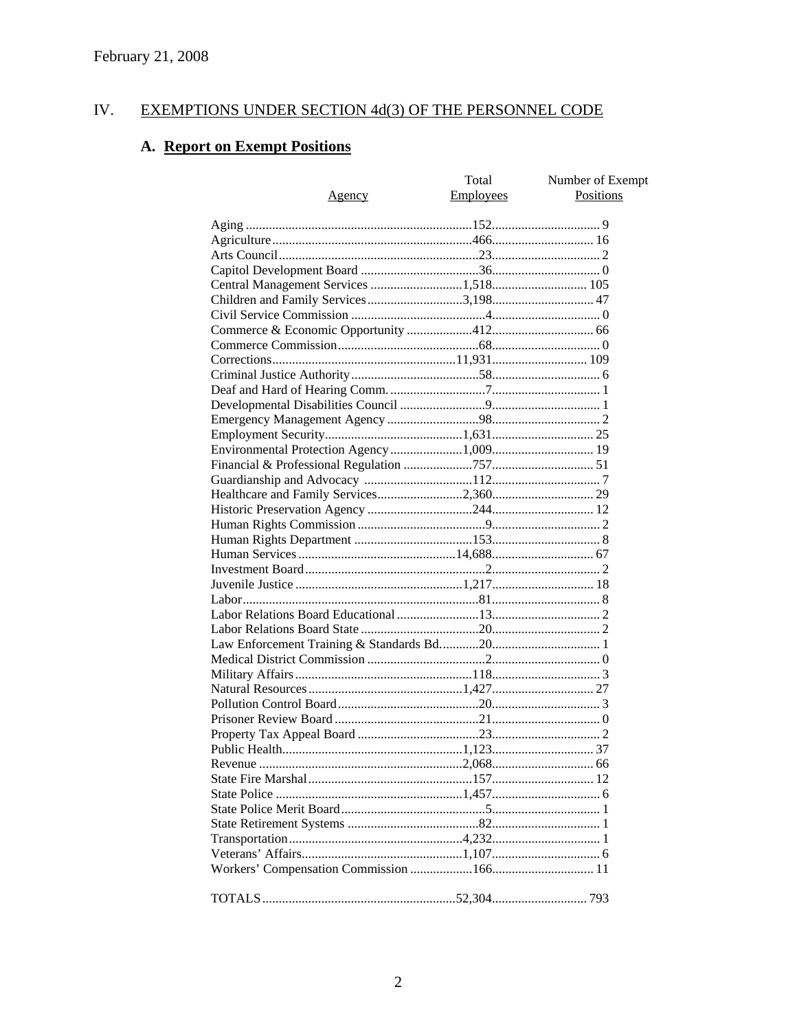February 21, 2008

## IV. EXEMPTIONS UNDER SECTION 4d(3) OF THE PERSONNEL CODE

### A. Report on Exempt Positions

| Agency | Total Employees | Number of Exempt Positions |
|---|---|---|
| Aging | 152 | 9 |
| Agriculture | 466 | 16 |
| Arts Council | 23 | 2 |
| Capitol Development Board | 36 | 0 |
| Central Management Services | 1,518 | 105 |
| Children and Family Services | 3,198 | 47 |
| Civil Service Commission | 4 | 0 |
| Commerce & Economic Opportunity | 412 | 66 |
| Commerce Commission | 68 | 0 |
| Corrections | 11,931 | 109 |
| Criminal Justice Authority | 58 | 6 |
| Deaf and Hard of Hearing Comm. | 7 | 1 |
| Developmental Disabilities Council | 9 | 1 |
| Emergency Management Agency | 98 | 2 |
| Employment Security | 1,631 | 25 |
| Environmental Protection Agency | 1,009 | 19 |
| Financial & Professional Regulation | 757 | 51 |
| Guardianship and Advocacy | 112 | 7 |
| Healthcare and Family Services | 2,360 | 29 |
| Historic Preservation Agency | 244 | 12 |
| Human Rights Commission | 9 | 2 |
| Human Rights Department | 153 | 8 |
| Human Services | 14,688 | 67 |
| Investment Board | 2 | 2 |
| Juvenile Justice | 1,217 | 18 |
| Labor | 81 | 8 |
| Labor Relations Board Educational | 13 | 2 |
| Labor Relations Board State | 20 | 2 |
| Law Enforcement Training & Standards Bd. | 20 | 1 |
| Medical District Commission | 2 | 0 |
| Military Affairs | 118 | 3 |
| Natural Resources | 1,427 | 27 |
| Pollution Control Board | 20 | 3 |
| Prisoner Review Board | 21 | 0 |
| Property Tax Appeal Board | 23 | 2 |
| Public Health | 1,123 | 37 |
| Revenue | 2,068 | 66 |
| State Fire Marshal | 157 | 12 |
| State Police | 1,457 | 6 |
| State Police Merit Board | 5 | 1 |
| State Retirement Systems | 82 | 1 |
| Transportation | 4,232 | 1 |
| Veterans' Affairs | 1,107 | 6 |
| Workers' Compensation Commission | 166 | 11 |
| TOTALS | 52,304 | 793 |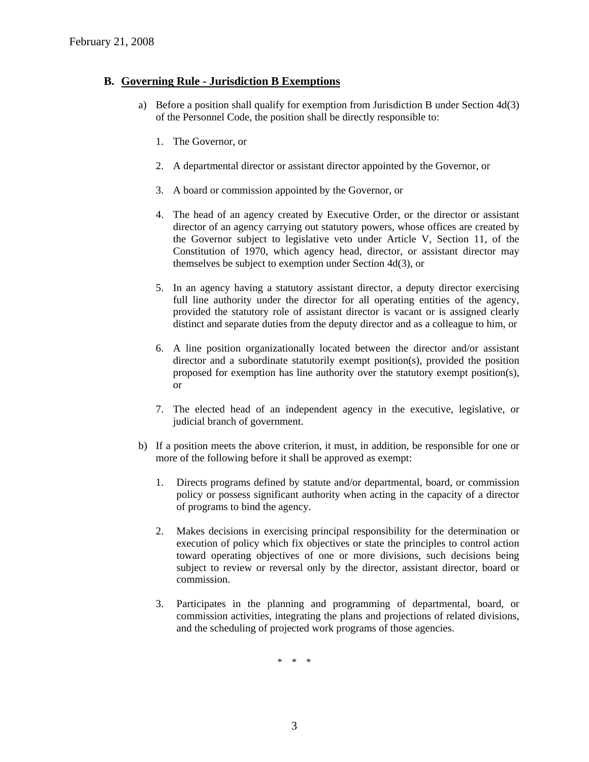## B. <u>Governing Rule - Jurisdiction B Exemptions</u>

a) Before a position shall qualify for exemption from Jurisdiction B under Section 4d(3) of the Personnel Code, the position shall be directly responsible to:

1. The Governor, or

2. A departmental director or assistant director appointed by the Governor, or

3. A board or commission appointed by the Governor, or

4. The head of an agency created by Executive Order, or the director or assistant director of an agency carrying out statutory powers, whose offices are created by the Governor subject to legislative veto under Article V, Section 11, of the Constitution of 1970, which agency head, director, or assistant director may themselves be subject to exemption under Section 4d(3), or

5. In an agency having a statutory assistant director, a deputy director exercising full line authority under the director for all operating entities of the agency, provided the statutory role of assistant director is vacant or is assigned clearly distinct and separate duties from the deputy director and as a colleague to him, or

6. A line position organizationally located between the director and/or assistant director and a subordinate statutorily exempt position(s), provided the position proposed for exemption has line authority over the statutory exempt position(s), or

7. The elected head of an independent agency in the executive, legislative, or judicial branch of government.

b) If a position meets the above criterion, it must, in addition, be responsible for one or more of the following before it shall be approved as exempt:

1. Directs programs defined by statute and/or departmental, board, or commission policy or possess significant authority when acting in the capacity of a director of programs to bind the agency.

2. Makes decisions in exercising principal responsibility for the determination or execution of policy which fix objectives or state the principles to control action toward operating objectives of one or more divisions, such decisions being subject to review or reversal only by the director, assistant director, board or commission.

3. Participates in the planning and programming of departmental, board, or commission activities, integrating the plans and projections of related divisions, and the scheduling of projected work programs of those agencies.

\* \* \*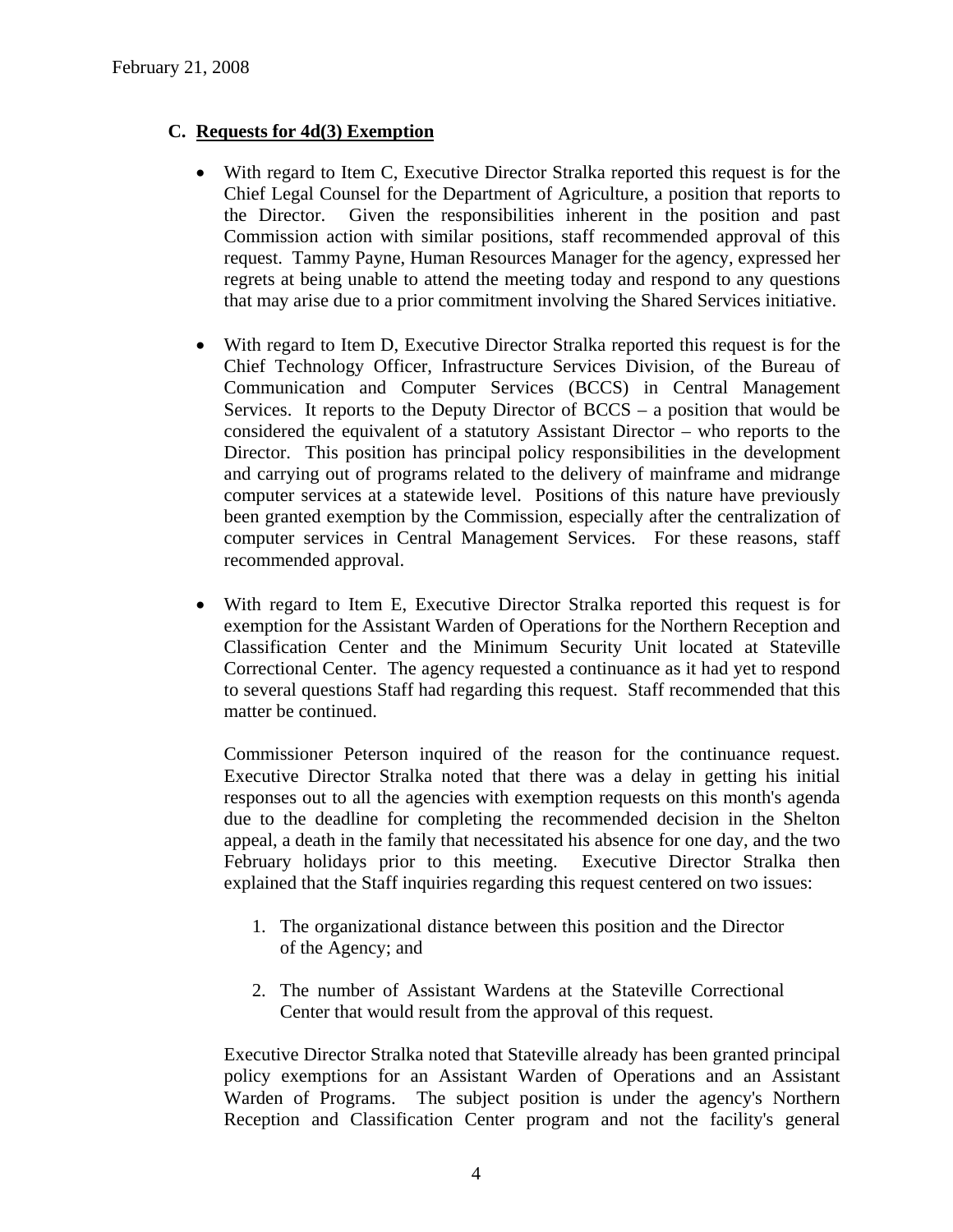February 21, 2008

### C. Requests for 4d(3) Exemption

- With regard to Item C, Executive Director Stralka reported this request is for the Chief Legal Counsel for the Department of Agriculture, a position that reports to the Director. Given the responsibilities inherent in the position and past Commission action with similar positions, staff recommended approval of this request. Tammy Payne, Human Resources Manager for the agency, expressed her regrets at being unable to attend the meeting today and respond to any questions that may arise due to a prior commitment involving the Shared Services initiative.

- With regard to Item D, Executive Director Stralka reported this request is for the Chief Technology Officer, Infrastructure Services Division, of the Bureau of Communication and Computer Services (BCCS) in Central Management Services. It reports to the Deputy Director of BCCS – a position that would be considered the equivalent of a statutory Assistant Director – who reports to the Director. This position has principal policy responsibilities in the development and carrying out of programs related to the delivery of mainframe and midrange computer services at a statewide level. Positions of this nature have previously been granted exemption by the Commission, especially after the centralization of computer services in Central Management Services. For these reasons, staff recommended approval.

- With regard to Item E, Executive Director Stralka reported this request is for exemption for the Assistant Warden of Operations for the Northern Reception and Classification Center and the Minimum Security Unit located at Stateville Correctional Center. The agency requested a continuance as it had yet to respond to several questions Staff had regarding this request. Staff recommended that this matter be continued.

  Commissioner Peterson inquired of the reason for the continuance request. Executive Director Stralka noted that there was a delay in getting his initial responses out to all the agencies with exemption requests on this month's agenda due to the deadline for completing the recommended decision in the Shelton appeal, a death in the family that necessitated his absence for one day, and the two February holidays prior to this meeting. Executive Director Stralka then explained that the Staff inquiries regarding this request centered on two issues:

  1. The organizational distance between this position and the Director of the Agency; and

  2. The number of Assistant Wardens at the Stateville Correctional Center that would result from the approval of this request.

  Executive Director Stralka noted that Stateville already has been granted principal policy exemptions for an Assistant Warden of Operations and an Assistant Warden of Programs. The subject position is under the agency's Northern Reception and Classification Center program and not the facility's general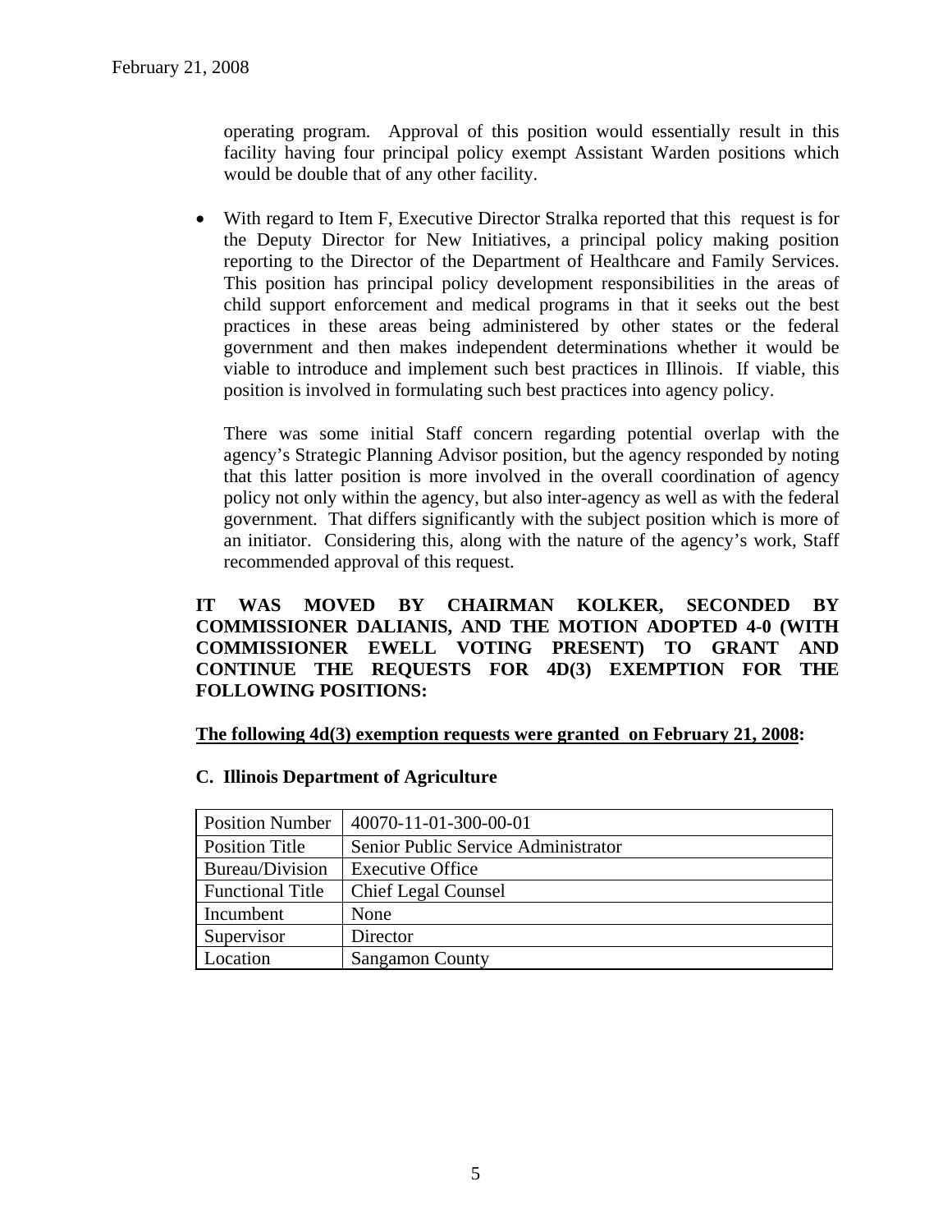operating program. Approval of this position would essentially result in this facility having four principal policy exempt Assistant Warden positions which would be double that of any other facility.

- With regard to Item F, Executive Director Stralka reported that this request is for the Deputy Director for New Initiatives, a principal policy making position reporting to the Director of the Department of Healthcare and Family Services. This position has principal policy development responsibilities in the areas of child support enforcement and medical programs in that it seeks out the best practices in these areas being administered by other states or the federal government and then makes independent determinations whether it would be viable to introduce and implement such best practices in Illinois. If viable, this position is involved in formulating such best practices into agency policy.

  There was some initial Staff concern regarding potential overlap with the agency's Strategic Planning Advisor position, but the agency responded by noting that this latter position is more involved in the overall coordination of agency policy not only within the agency, but also inter-agency as well as with the federal government. That differs significantly with the subject position which is more of an initiator. Considering this, along with the nature of the agency's work, Staff recommended approval of this request.

**IT WAS MOVED BY CHAIRMAN KOLKER, SECONDED BY COMMISSIONER DALIANIS, AND THE MOTION ADOPTED 4-0 (WITH COMMISSIONER EWELL VOTING PRESENT) TO GRANT AND CONTINUE THE REQUESTS FOR 4D(3) EXEMPTION FOR THE FOLLOWING POSITIONS:**

**The following 4d(3) exemption requests were granted on February 21, 2008:**

**C. Illinois Department of Agriculture**

| Position Number | 40070-11-01-300-00-01 |
|---|---|
| Position Title | Senior Public Service Administrator |
| Bureau/Division | Executive Office |
| Functional Title | Chief Legal Counsel |
| Incumbent | None |
| Supervisor | Director |
| Location | Sangamon County |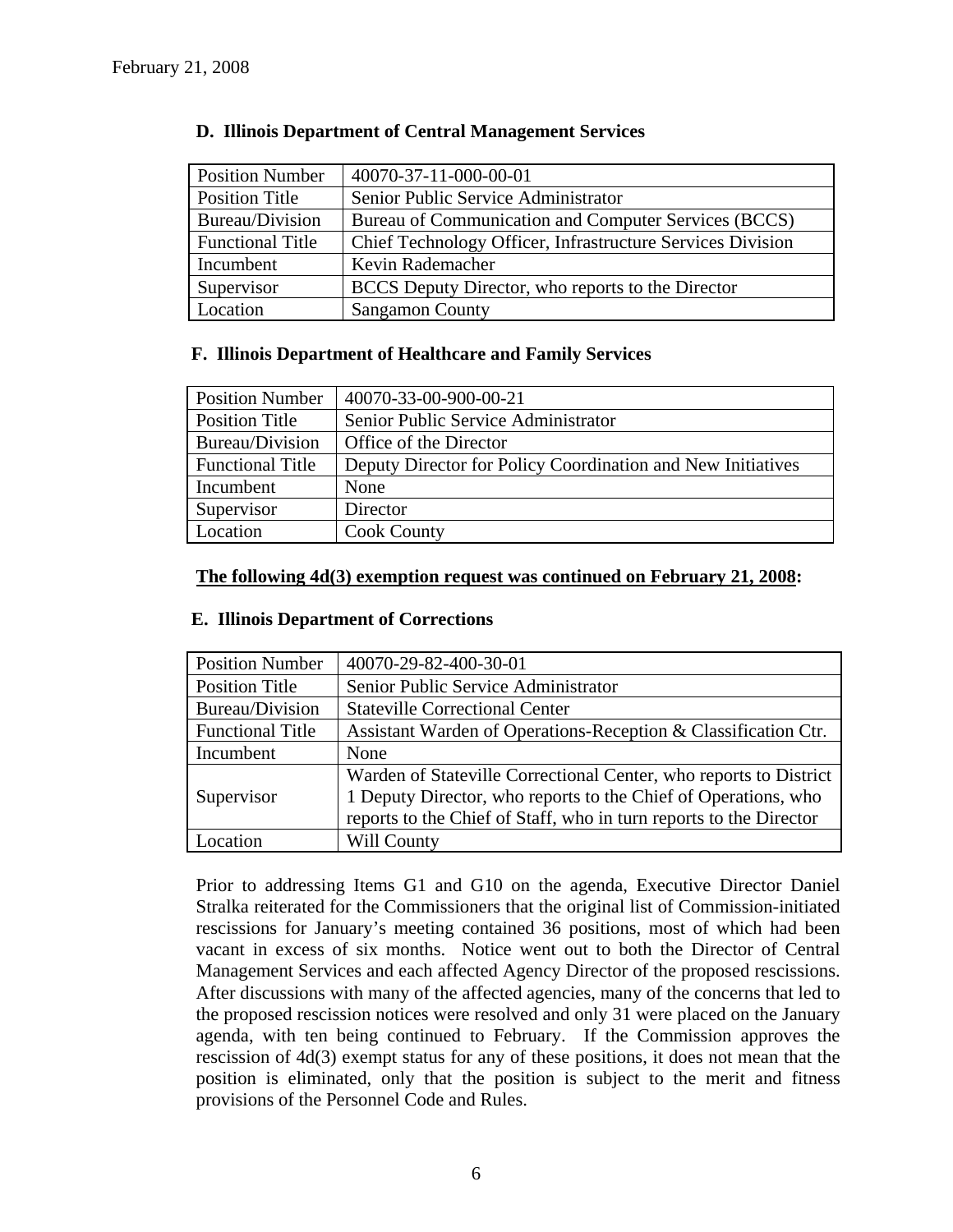**D. Illinois Department of Central Management Services**

| Position Number | 40070-37-11-000-00-01 |
|---|---|
| Position Title | Senior Public Service Administrator |
| Bureau/Division | Bureau of Communication and Computer Services (BCCS) |
| Functional Title | Chief Technology Officer, Infrastructure Services Division |
| Incumbent | Kevin Rademacher |
| Supervisor | BCCS Deputy Director, who reports to the Director |
| Location | Sangamon County |

**F. Illinois Department of Healthcare and Family Services**

| Position Number | 40070-33-00-900-00-21 |
|---|---|
| Position Title | Senior Public Service Administrator |
| Bureau/Division | Office of the Director |
| Functional Title | Deputy Director for Policy Coordination and New Initiatives |
| Incumbent | None |
| Supervisor | Director |
| Location | Cook County |

**The following 4d(3) exemption request was continued on February 21, 2008:**

**E. Illinois Department of Corrections**

| Position Number | 40070-29-82-400-30-01 |
|---|---|
| Position Title | Senior Public Service Administrator |
| Bureau/Division | Stateville Correctional Center |
| Functional Title | Assistant Warden of Operations-Reception & Classification Ctr. |
| Incumbent | None |
| Supervisor | Warden of Stateville Correctional Center, who reports to District 1 Deputy Director, who reports to the Chief of Operations, who reports to the Chief of Staff, who in turn reports to the Director |
| Location | Will County |

Prior to addressing Items G1 and G10 on the agenda, Executive Director Daniel Stralka reiterated for the Commissioners that the original list of Commission-initiated rescissions for January's meeting contained 36 positions, most of which had been vacant in excess of six months. Notice went out to both the Director of Central Management Services and each affected Agency Director of the proposed rescissions. After discussions with many of the affected agencies, many of the concerns that led to the proposed rescission notices were resolved and only 31 were placed on the January agenda, with ten being continued to February. If the Commission approves the rescission of 4d(3) exempt status for any of these positions, it does not mean that the position is eliminated, only that the position is subject to the merit and fitness provisions of the Personnel Code and Rules.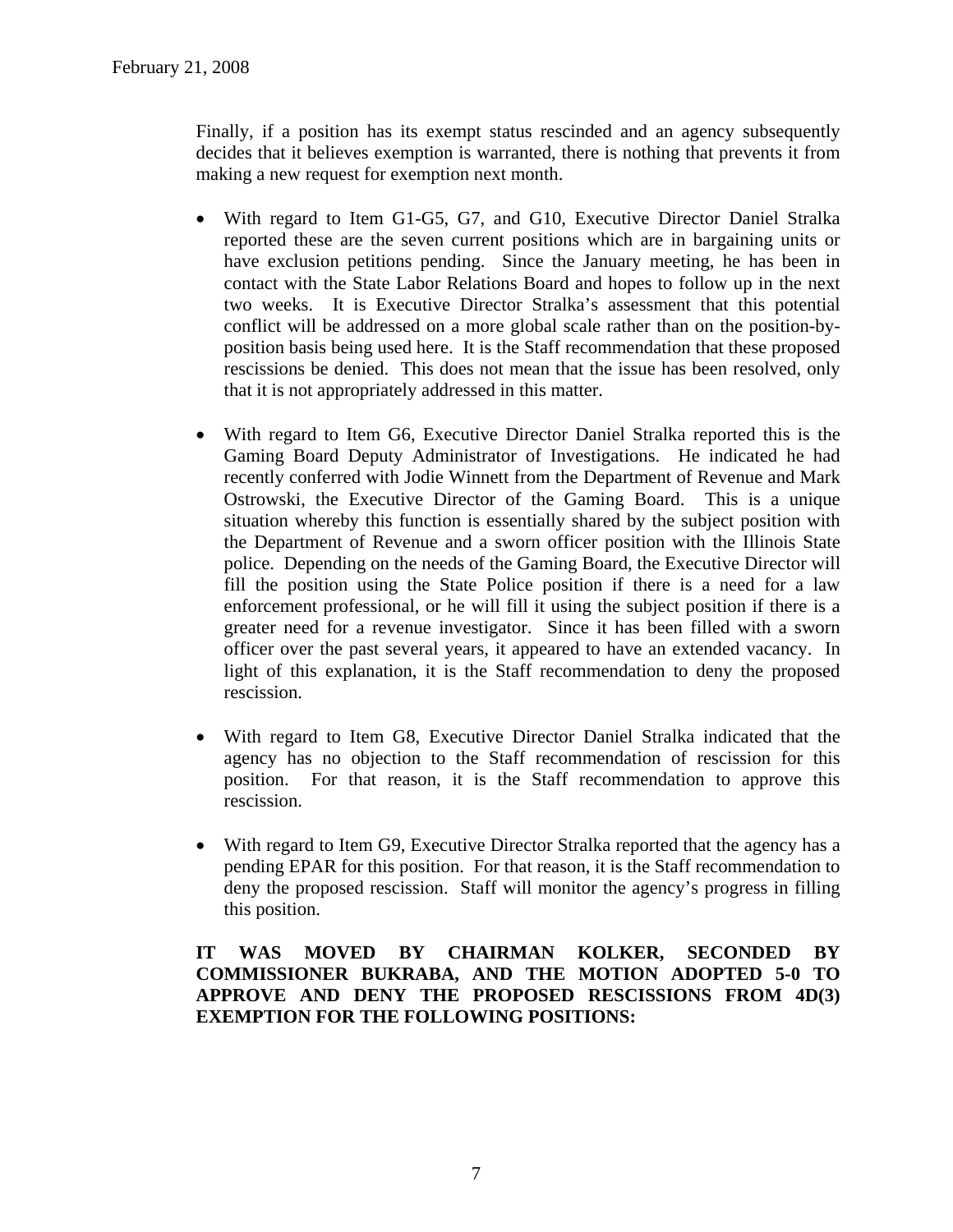Finally, if a position has its exempt status rescinded and an agency subsequently decides that it believes exemption is warranted, there is nothing that prevents it from making a new request for exemption next month.

- With regard to Item G1-G5, G7, and G10, Executive Director Daniel Stralka reported these are the seven current positions which are in bargaining units or have exclusion petitions pending. Since the January meeting, he has been in contact with the State Labor Relations Board and hopes to follow up in the next two weeks. It is Executive Director Stralka's assessment that this potential conflict will be addressed on a more global scale rather than on the position-by-position basis being used here. It is the Staff recommendation that these proposed rescissions be denied. This does not mean that the issue has been resolved, only that it is not appropriately addressed in this matter.

- With regard to Item G6, Executive Director Daniel Stralka reported this is the Gaming Board Deputy Administrator of Investigations. He indicated he had recently conferred with Jodie Winnett from the Department of Revenue and Mark Ostrowski, the Executive Director of the Gaming Board. This is a unique situation whereby this function is essentially shared by the subject position with the Department of Revenue and a sworn officer position with the Illinois State police. Depending on the needs of the Gaming Board, the Executive Director will fill the position using the State Police position if there is a need for a law enforcement professional, or he will fill it using the subject position if there is a greater need for a revenue investigator. Since it has been filled with a sworn officer over the past several years, it appeared to have an extended vacancy. In light of this explanation, it is the Staff recommendation to deny the proposed rescission.

- With regard to Item G8, Executive Director Daniel Stralka indicated that the agency has no objection to the Staff recommendation of rescission for this position. For that reason, it is the Staff recommendation to approve this rescission.

- With regard to Item G9, Executive Director Stralka reported that the agency has a pending EPAR for this position. For that reason, it is the Staff recommendation to deny the proposed rescission. Staff will monitor the agency's progress in filling this position.

**IT WAS MOVED BY CHAIRMAN KOLKER, SECONDED BY COMMISSIONER BUKRABA, AND THE MOTION ADOPTED 5-0 TO APPROVE AND DENY THE PROPOSED RESCISSIONS FROM 4D(3) EXEMPTION FOR THE FOLLOWING POSITIONS:**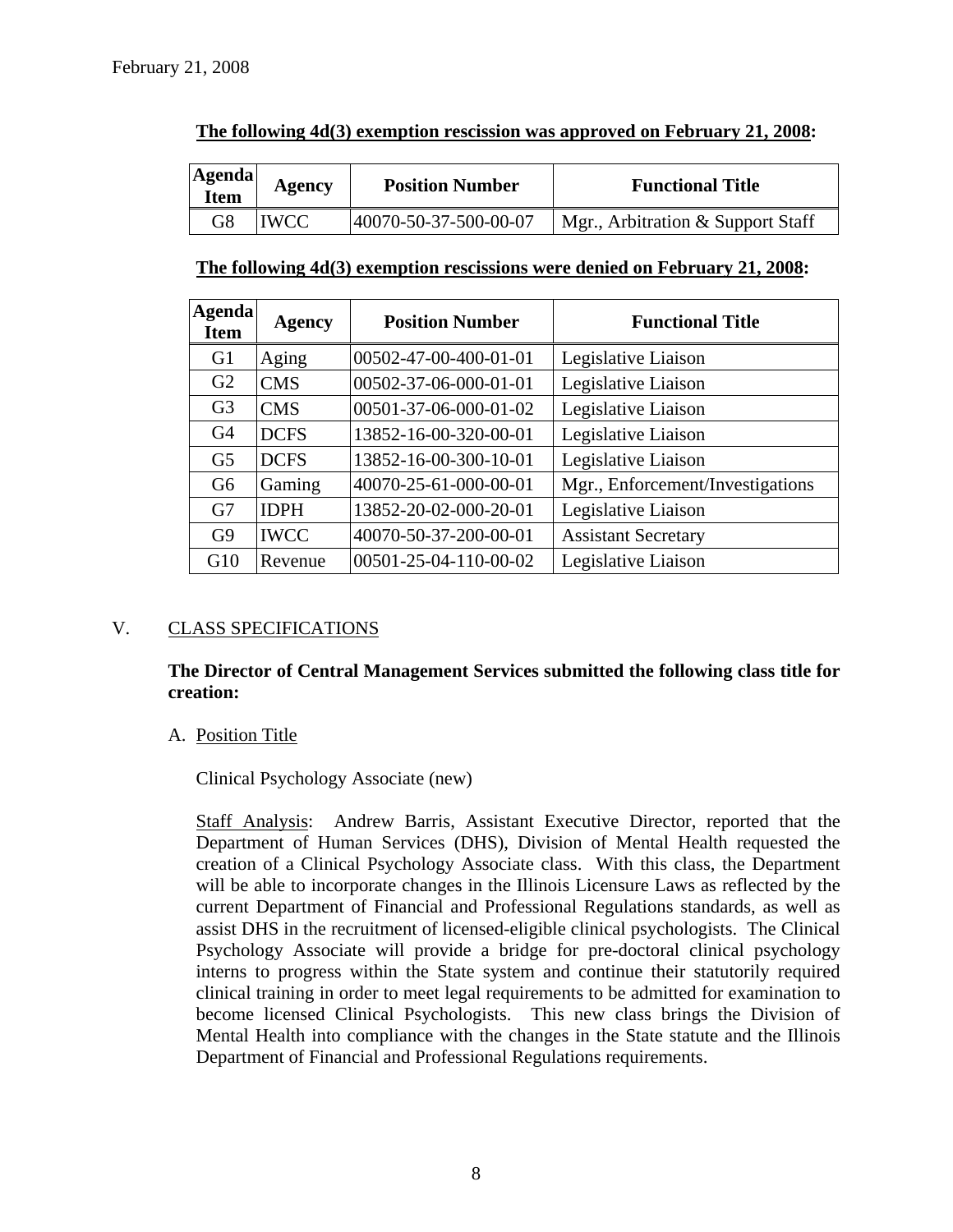February 21, 2008

**The following 4d(3) exemption rescission was approved on February 21, 2008:**

| Agenda Item | Agency | Position Number | Functional Title |
|---|---|---|---|
| G8 | IWCC | 40070-50-37-500-00-07 | Mgr., Arbitration & Support Staff |

**The following 4d(3) exemption rescissions were denied on February 21, 2008:**

| Agenda Item | Agency | Position Number | Functional Title |
|---|---|---|---|
| G1 | Aging | 00502-47-00-400-01-01 | Legislative Liaison |
| G2 | CMS | 00502-37-06-000-01-01 | Legislative Liaison |
| G3 | CMS | 00501-37-06-000-01-02 | Legislative Liaison |
| G4 | DCFS | 13852-16-00-320-00-01 | Legislative Liaison |
| G5 | DCFS | 13852-16-00-300-10-01 | Legislative Liaison |
| G6 | Gaming | 40070-25-61-000-00-01 | Mgr., Enforcement/Investigations |
| G7 | IDPH | 13852-20-02-000-20-01 | Legislative Liaison |
| G9 | IWCC | 40070-50-37-200-00-01 | Assistant Secretary |
| G10 | Revenue | 00501-25-04-110-00-02 | Legislative Liaison |

## V. CLASS SPECIFICATIONS

**The Director of Central Management Services submitted the following class title for creation:**

A. Position Title

Clinical Psychology Associate (new)

Staff Analysis: Andrew Barris, Assistant Executive Director, reported that the Department of Human Services (DHS), Division of Mental Health requested the creation of a Clinical Psychology Associate class. With this class, the Department will be able to incorporate changes in the Illinois Licensure Laws as reflected by the current Department of Financial and Professional Regulations standards, as well as assist DHS in the recruitment of licensed-eligible clinical psychologists. The Clinical Psychology Associate will provide a bridge for pre-doctoral clinical psychology interns to progress within the State system and continue their statutorily required clinical training in order to meet legal requirements to be admitted for examination to become licensed Clinical Psychologists. This new class brings the Division of Mental Health into compliance with the changes in the State statute and the Illinois Department of Financial and Professional Regulations requirements.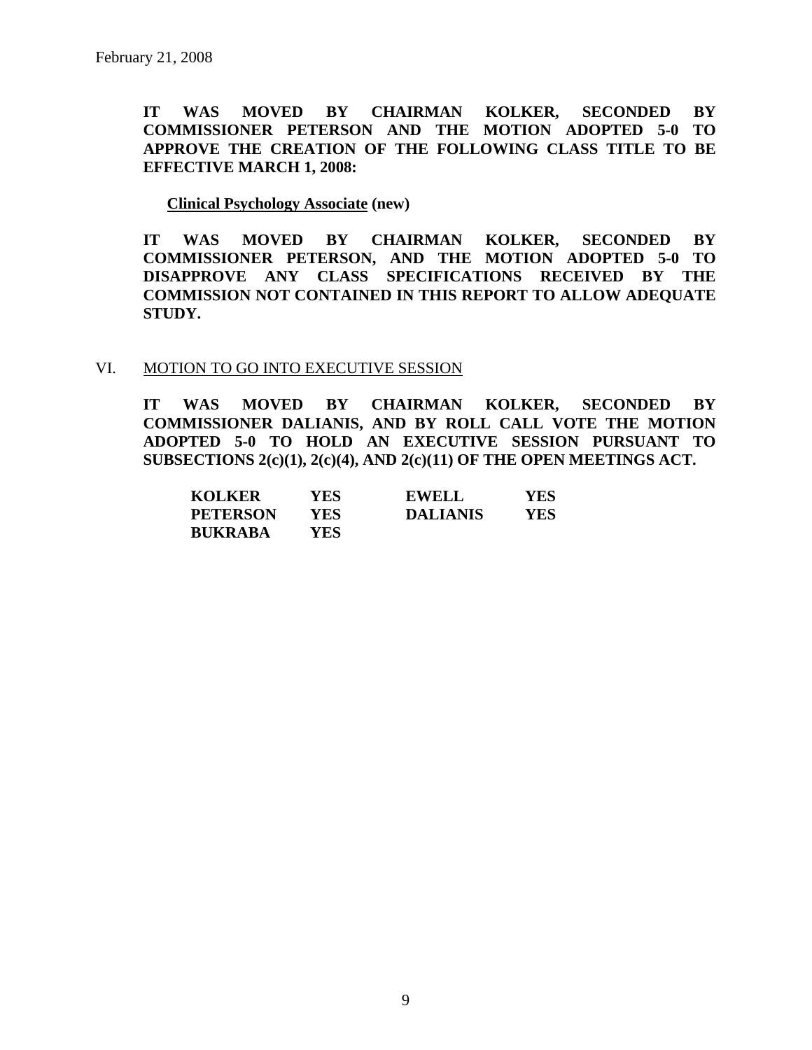**IT WAS MOVED BY CHAIRMAN KOLKER, SECONDED BY COMMISSIONER PETERSON AND THE MOTION ADOPTED 5-0 TO APPROVE THE CREATION OF THE FOLLOWING CLASS TITLE TO BE EFFECTIVE MARCH 1, 2008:**

**Clinical Psychology Associate (new)**

**IT WAS MOVED BY CHAIRMAN KOLKER, SECONDED BY COMMISSIONER PETERSON, AND THE MOTION ADOPTED 5-0 TO DISAPPROVE ANY CLASS SPECIFICATIONS RECEIVED BY THE COMMISSION NOT CONTAINED IN THIS REPORT TO ALLOW ADEQUATE STUDY.**

## VI. MOTION TO GO INTO EXECUTIVE SESSION

**IT WAS MOVED BY CHAIRMAN KOLKER, SECONDED BY COMMISSIONER DALIANIS, AND BY ROLL CALL VOTE THE MOTION ADOPTED 5-0 TO HOLD AN EXECUTIVE SESSION PURSUANT TO SUBSECTIONS 2(c)(1), 2(c)(4), AND 2(c)(11) OF THE OPEN MEETINGS ACT.**

| | | | |
|---|---|---|---|
| **KOLKER** | **YES** | **EWELL** | **YES** |
| **PETERSON** | **YES** | **DALIANIS** | **YES** |
| **BUKRABA** | **YES** | | |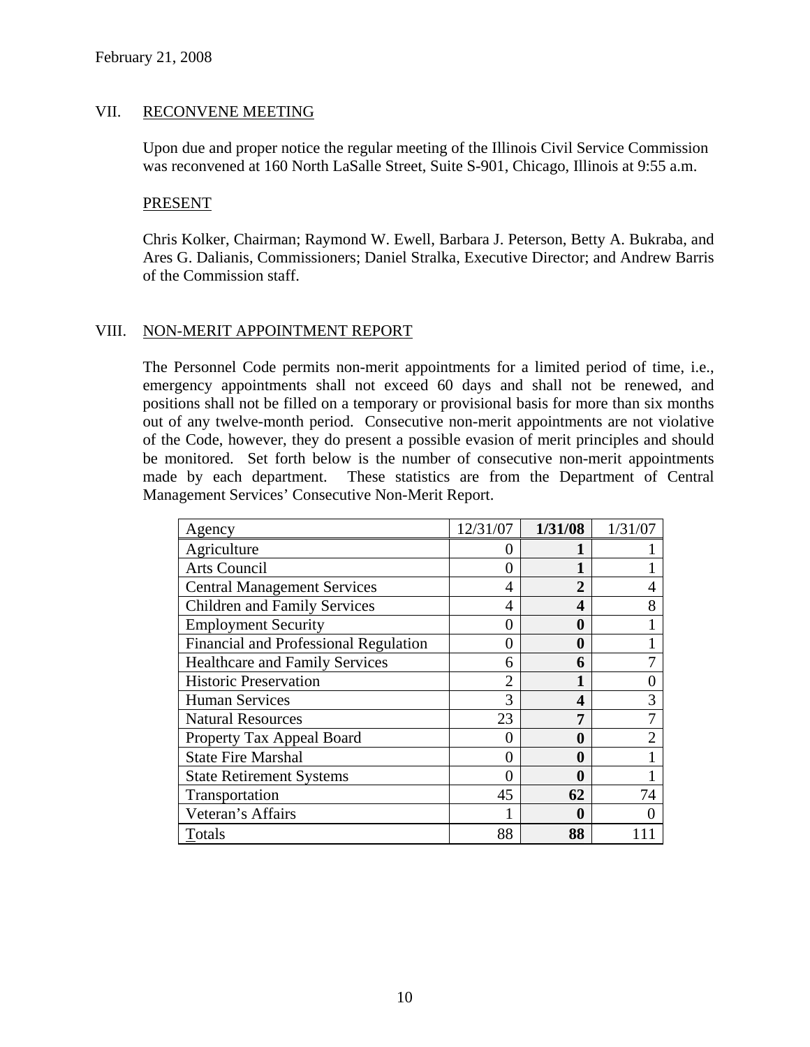February 21, 2008

## VII. RECONVENE MEETING

Upon due and proper notice the regular meeting of the Illinois Civil Service Commission was reconvened at 160 North LaSalle Street, Suite S-901, Chicago, Illinois at 9:55 a.m.

### PRESENT

Chris Kolker, Chairman; Raymond W. Ewell, Barbara J. Peterson, Betty A. Bukraba, and Ares G. Dalianis, Commissioners; Daniel Stralka, Executive Director; and Andrew Barris of the Commission staff.

## VIII. NON-MERIT APPOINTMENT REPORT

The Personnel Code permits non-merit appointments for a limited period of time, i.e., emergency appointments shall not exceed 60 days and shall not be renewed, and positions shall not be filled on a temporary or provisional basis for more than six months out of any twelve-month period. Consecutive non-merit appointments are not violative of the Code, however, they do present a possible evasion of merit principles and should be monitored. Set forth below is the number of consecutive non-merit appointments made by each department. These statistics are from the Department of Central Management Services' Consecutive Non-Merit Report.

| Agency | 12/31/07 | **1/31/08** | 1/31/07 |
|---|---|---|---|
| Agriculture | 0 | **1** | 1 |
| Arts Council | 0 | **1** | 1 |
| Central Management Services | 4 | **2** | 4 |
| Children and Family Services | 4 | **4** | 8 |
| Employment Security | 0 | **0** | 1 |
| Financial and Professional Regulation | 0 | **0** | 1 |
| Healthcare and Family Services | 6 | **6** | 7 |
| Historic Preservation | 2 | **1** | 0 |
| Human Services | 3 | **4** | 3 |
| Natural Resources | 23 | **7** | 7 |
| Property Tax Appeal Board | 0 | **0** | 2 |
| State Fire Marshal | 0 | **0** | 1 |
| State Retirement Systems | 0 | **0** | 1 |
| Transportation | 45 | **62** | 74 |
| Veteran's Affairs | 1 | **0** | 0 |
| Totals | 88 | **88** | 111 |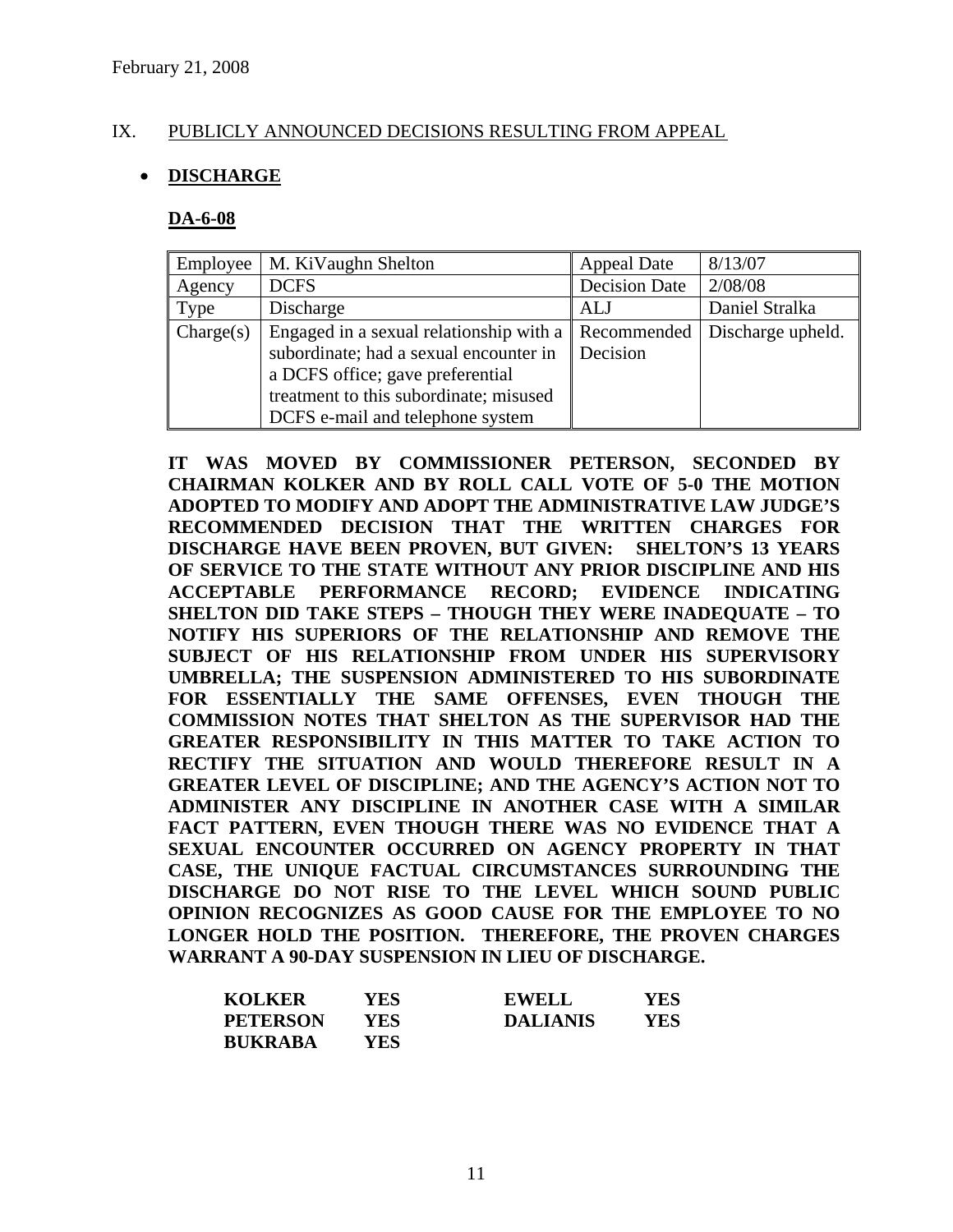February 21, 2008

IX. PUBLICLY ANNOUNCED DECISIONS RESULTING FROM APPEAL

- **DISCHARGE**

**DA-6-08**

| Employee | M. KiVaughn Shelton | Appeal Date | 8/13/07 |
|---|---|---|---|
| Agency | DCFS | Decision Date | 2/08/08 |
| Type | Discharge | ALJ | Daniel Stralka |
| Charge(s) | Engaged in a sexual relationship with a subordinate; had a sexual encounter in a DCFS office; gave preferential treatment to this subordinate; misused DCFS e-mail and telephone system | Recommended Decision | Discharge upheld. |

**IT WAS MOVED BY COMMISSIONER PETERSON, SECONDED BY CHAIRMAN KOLKER AND BY ROLL CALL VOTE OF 5-0 THE MOTION ADOPTED TO MODIFY AND ADOPT THE ADMINISTRATIVE LAW JUDGE'S RECOMMENDED DECISION THAT THE WRITTEN CHARGES FOR DISCHARGE HAVE BEEN PROVEN, BUT GIVEN: SHELTON'S 13 YEARS OF SERVICE TO THE STATE WITHOUT ANY PRIOR DISCIPLINE AND HIS ACCEPTABLE PERFORMANCE RECORD; EVIDENCE INDICATING SHELTON DID TAKE STEPS – THOUGH THEY WERE INADEQUATE – TO NOTIFY HIS SUPERIORS OF THE RELATIONSHIP AND REMOVE THE SUBJECT OF HIS RELATIONSHIP FROM UNDER HIS SUPERVISORY UMBRELLA; THE SUSPENSION ADMINISTERED TO HIS SUBORDINATE FOR ESSENTIALLY THE SAME OFFENSES, EVEN THOUGH THE COMMISSION NOTES THAT SHELTON AS THE SUPERVISOR HAD THE GREATER RESPONSIBILITY IN THIS MATTER TO TAKE ACTION TO RECTIFY THE SITUATION AND WOULD THEREFORE RESULT IN A GREATER LEVEL OF DISCIPLINE; AND THE AGENCY'S ACTION NOT TO ADMINISTER ANY DISCIPLINE IN ANOTHER CASE WITH A SIMILAR FACT PATTERN, EVEN THOUGH THERE WAS NO EVIDENCE THAT A SEXUAL ENCOUNTER OCCURRED ON AGENCY PROPERTY IN THAT CASE, THE UNIQUE FACTUAL CIRCUMSTANCES SURROUNDING THE DISCHARGE DO NOT RISE TO THE LEVEL WHICH SOUND PUBLIC OPINION RECOGNIZES AS GOOD CAUSE FOR THE EMPLOYEE TO NO LONGER HOLD THE POSITION. THEREFORE, THE PROVEN CHARGES WARRANT A 90-DAY SUSPENSION IN LIEU OF DISCHARGE.**

| | | | |
|---|---|---|---|
| **KOLKER** | **YES** | **EWELL** | **YES** |
| **PETERSON** | **YES** | **DALIANIS** | **YES** |
| **BUKRABA** | **YES** | | |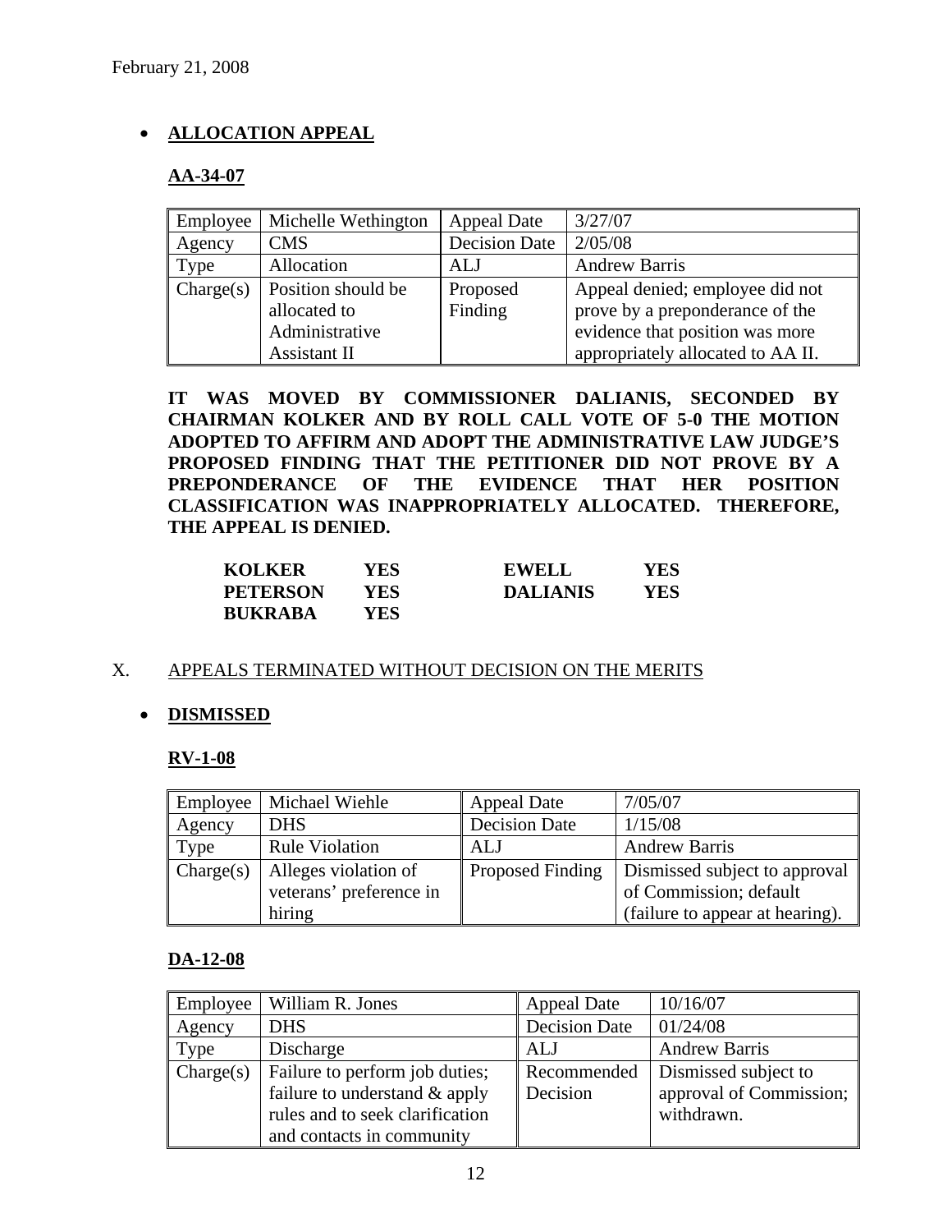- **ALLOCATION APPEAL**

**AA-34-07**

| Employee | Michelle Wethington | Appeal Date | 3/27/07 |
|---|---|---|---|
| Agency | CMS | Decision Date | 2/05/08 |
| Type | Allocation | ALJ | Andrew Barris |
| Charge(s) | Position should be allocated to Administrative Assistant II | Proposed Finding | Appeal denied; employee did not prove by a preponderance of the evidence that position was more appropriately allocated to AA II. |

**IT WAS MOVED BY COMMISSIONER DALIANIS, SECONDED BY CHAIRMAN KOLKER AND BY ROLL CALL VOTE OF 5-0 THE MOTION ADOPTED TO AFFIRM AND ADOPT THE ADMINISTRATIVE LAW JUDGE'S PROPOSED FINDING THAT THE PETITIONER DID NOT PROVE BY A PREPONDERANCE OF THE EVIDENCE THAT HER POSITION CLASSIFICATION WAS INAPPROPRIATELY ALLOCATED. THEREFORE, THE APPEAL IS DENIED.**

| | | | |
|---|---|---|---|
| **KOLKER** | **YES** | **EWELL** | **YES** |
| **PETERSON** | **YES** | **DALIANIS** | **YES** |
| **BUKRABA** | **YES** | | |

X. APPEALS TERMINATED WITHOUT DECISION ON THE MERITS

- **DISMISSED**

**RV-1-08**

| Employee | Michael Wiehle | Appeal Date | 7/05/07 |
|---|---|---|---|
| Agency | DHS | Decision Date | 1/15/08 |
| Type | Rule Violation | ALJ | Andrew Barris |
| Charge(s) | Alleges violation of veterans' preference in hiring | Proposed Finding | Dismissed subject to approval of Commission; default (failure to appear at hearing). |

**DA-12-08**

| Employee | William R. Jones | Appeal Date | 10/16/07 |
|---|---|---|---|
| Agency | DHS | Decision Date | 01/24/08 |
| Type | Discharge | ALJ | Andrew Barris |
| Charge(s) | Failure to perform job duties; failure to understand & apply rules and to seek clarification and contacts in community | Recommended Decision | Dismissed subject to approval of Commission; withdrawn. |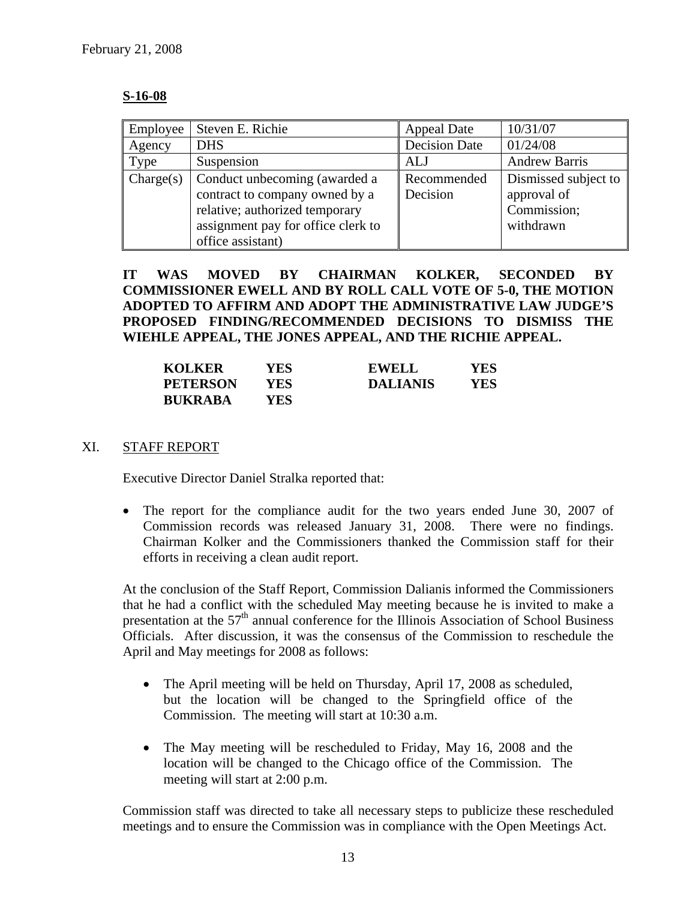February 21, 2008

**S-16-08**

| Employee | Steven E. Richie | Appeal Date | 10/31/07 |
|---|---|---|---|
| Agency | DHS | Decision Date | 01/24/08 |
| Type | Suspension | ALJ | Andrew Barris |
| Charge(s) | Conduct unbecoming (awarded a contract to company owned by a relative; authorized temporary assignment pay for office clerk to office assistant) | Recommended Decision | Dismissed subject to approval of Commission; withdrawn |

**IT WAS MOVED BY CHAIRMAN KOLKER, SECONDED BY COMMISSIONER EWELL AND BY ROLL CALL VOTE OF 5-0, THE MOTION ADOPTED TO AFFIRM AND ADOPT THE ADMINISTRATIVE LAW JUDGE'S PROPOSED FINDING/RECOMMENDED DECISIONS TO DISMISS THE WIEHLE APPEAL, THE JONES APPEAL, AND THE RICHIE APPEAL.**

| | | | |
|---|---|---|---|
| **KOLKER** | **YES** | **EWELL** | **YES** |
| **PETERSON** | **YES** | **DALIANIS** | **YES** |
| **BUKRABA** | **YES** | | |

## XI. STAFF REPORT

Executive Director Daniel Stralka reported that:

- The report for the compliance audit for the two years ended June 30, 2007 of Commission records was released January 31, 2008. There were no findings. Chairman Kolker and the Commissioners thanked the Commission staff for their efforts in receiving a clean audit report.

At the conclusion of the Staff Report, Commission Dalianis informed the Commissioners that he had a conflict with the scheduled May meeting because he is invited to make a presentation at the 57th annual conference for the Illinois Association of School Business Officials. After discussion, it was the consensus of the Commission to reschedule the April and May meetings for 2008 as follows:

- The April meeting will be held on Thursday, April 17, 2008 as scheduled, but the location will be changed to the Springfield office of the Commission. The meeting will start at 10:30 a.m.

- The May meeting will be rescheduled to Friday, May 16, 2008 and the location will be changed to the Chicago office of the Commission. The meeting will start at 2:00 p.m.

Commission staff was directed to take all necessary steps to publicize these rescheduled meetings and to ensure the Commission was in compliance with the Open Meetings Act.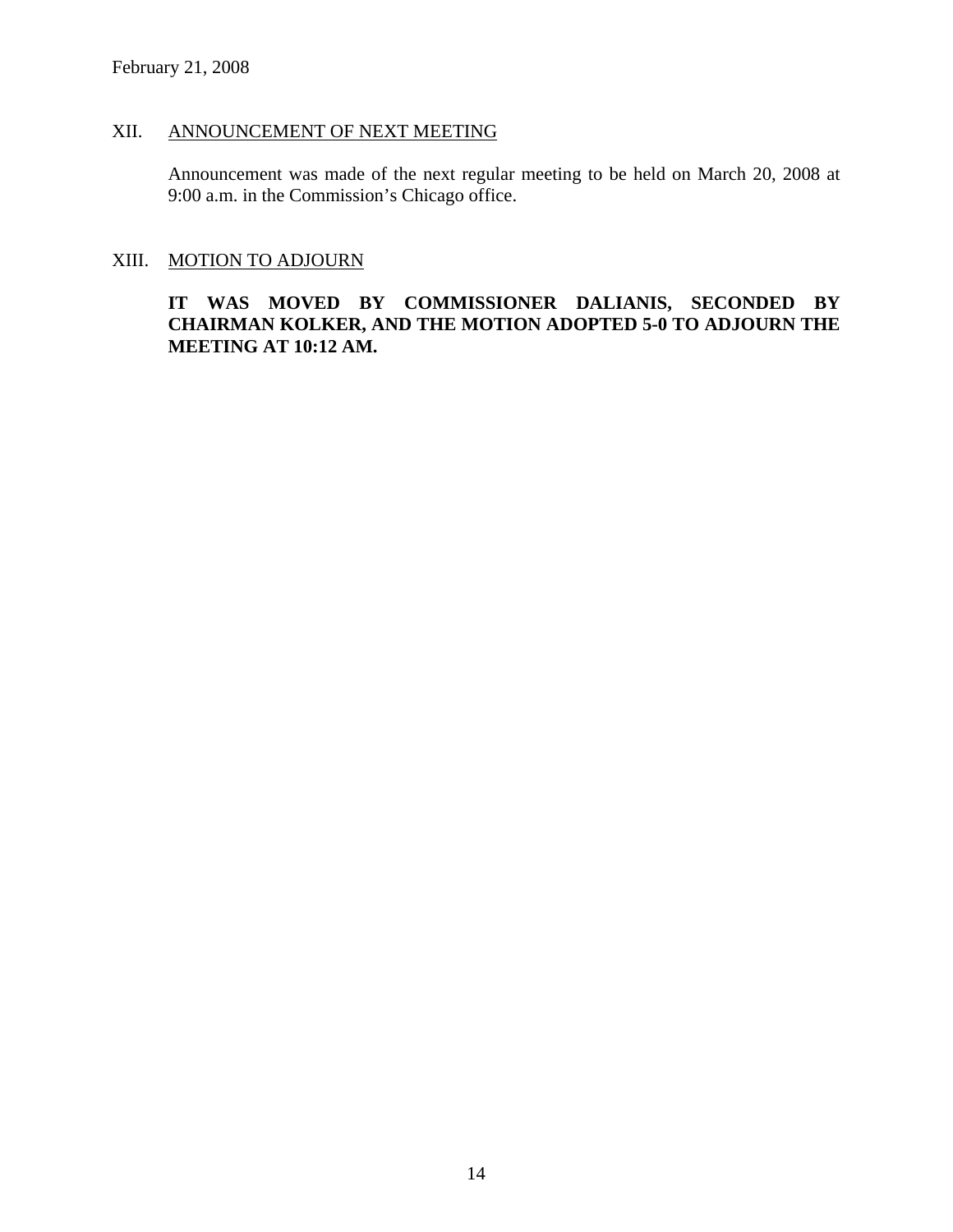## XII. ANNOUNCEMENT OF NEXT MEETING

Announcement was made of the next regular meeting to be held on March 20, 2008 at 9:00 a.m. in the Commission's Chicago office.

## XIII. MOTION TO ADJOURN

**IT WAS MOVED BY COMMISSIONER DALIANIS, SECONDED BY CHAIRMAN KOLKER, AND THE MOTION ADOPTED 5-0 TO ADJOURN THE MEETING AT 10:12 AM.**